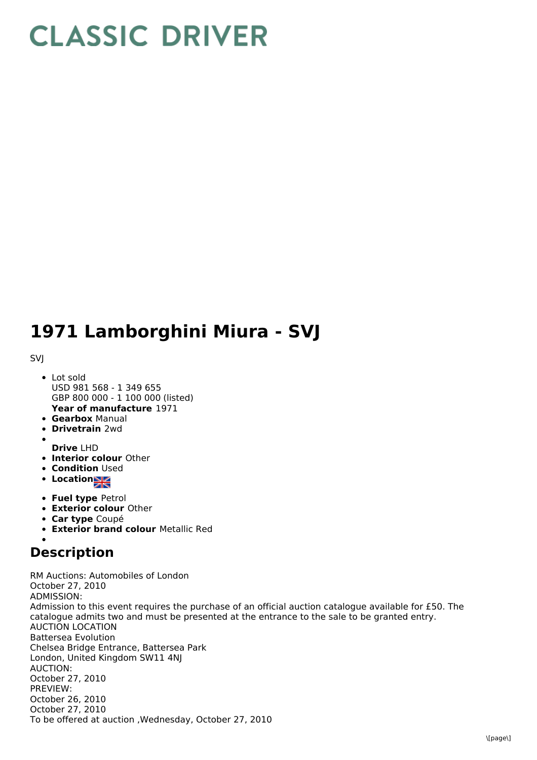# CLASSIC DRIVER

# 1971 Lamborghini Miura - SVJ

SVJ

- Lot sold
  USD 981 568 - 1 349 655
  GBP 800 000 - 1 100 000 (listed)
  **Year of manufacture** 1971
- **Gearbox** Manual
- **Drivetrain** 2wd
- **Drive** LHD
- **Interior colour** Other
- **Condition** Used
- **Location**
- **Fuel type** Petrol
- **Exterior colour** Other
- **Car type** Coupé
- **Exterior brand colour** Metallic Red

## Description

RM Auctions: Automobiles of London
October 27, 2010
ADMISSION:
Admission to this event requires the purchase of an official auction catalogue available for £50. The catalogue admits two and must be presented at the entrance to the sale to be granted entry.
AUCTION LOCATION
Battersea Evolution
Chelsea Bridge Entrance, Battersea Park
London, United Kingdom SW11 4NJ
AUCTION:
October 27, 2010
PREVIEW:
October 26, 2010
October 27, 2010
To be offered at auction ,Wednesday, October 27, 2010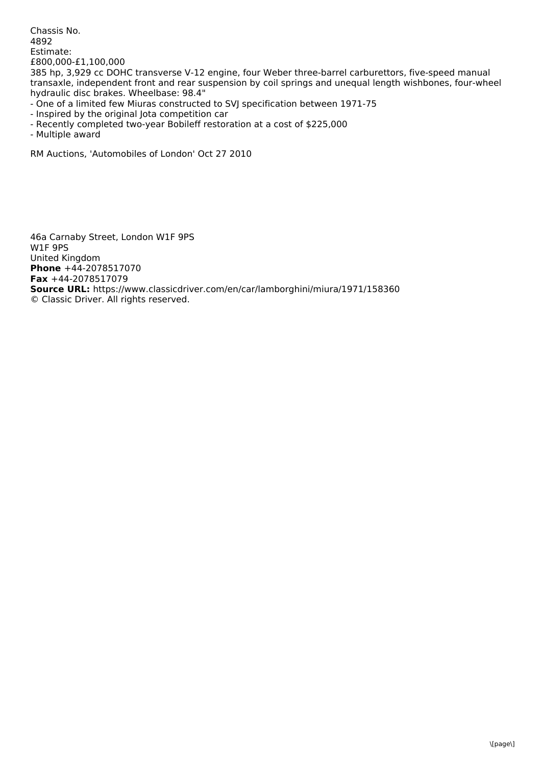Chassis No.
4892
Estimate:
£800,000-£1,100,000
385 hp, 3,929 cc DOHC transverse V-12 engine, four Weber three-barrel carburettors, five-speed manual transaxle, independent front and rear suspension by coil springs and unequal length wishbones, four-wheel hydraulic disc brakes. Wheelbase: 98.4"
- One of a limited few Miuras constructed to SVJ specification between 1971-75
- Inspired by the original Jota competition car
- Recently completed two-year Bobileff restoration at a cost of $225,000
- Multiple award

RM Auctions, 'Automobiles of London' Oct 27 2010

46a Carnaby Street, London W1F 9PS
W1F 9PS
United Kingdom
**Phone** +44-2078517070
**Fax** +44-2078517079
**Source URL:** https://www.classicdriver.com/en/car/lamborghini/miura/1971/158360
© Classic Driver. All rights reserved.